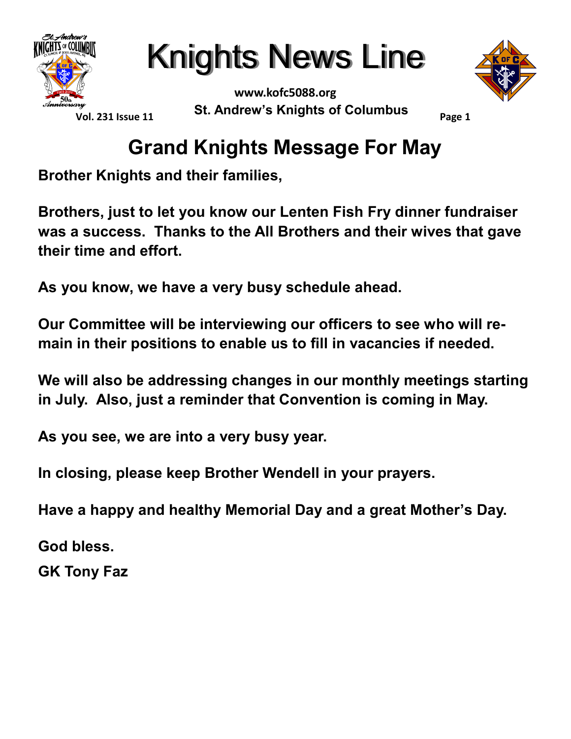# Knights News Line

www.kofc5088.org

St. Andrew's Knights of Columbus

## Grand Knights Message For May

**Brother Knights and their families,**

**Brothers, just to let you know our Lenten Fish Fry dinner fundraiser was a success. Thanks to the All Brothers and their wives that gave their time and effort.**

**As you know, we have a very busy schedule ahead.**

**Our Committee will be interviewing our officers to see who will remain in their positions to enable us to fill in vacancies if needed.**

**We will also be addressing changes in our monthly meetings starting in July. Also, just a reminder that Convention is coming in May.**

**As you see, we are into a very busy year.**

**In closing, please keep Brother Wendell in your prayers.**

**Have a happy and healthy Memorial Day and a great Mother's Day.**

**God bless.**

**GK Tony Faz**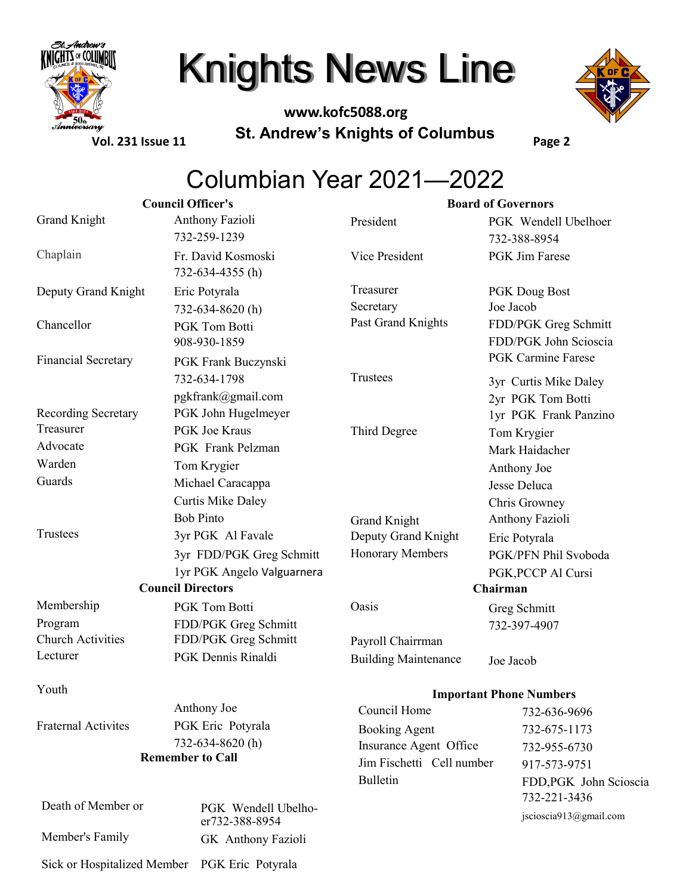# Knights News Line

**www.kofc5088.org**

**St. Andrew's Knights of Columbus**

## Columbian Year 2021—2022

**Council Officer's**

| | |
|---|---|
| Grand Knight | Anthony Fazioli<br>732-259-1239 |
| Chaplain | Fr. David Kosmoski<br>732-634-4355 (h) |
| Deputy Grand Knight | Eric Potyrala<br>732-634-8620 (h) |
| Chancellor | PGK Tom Botti<br>908-930-1859 |
| Financial Secretary | PGK Frank Buczynski<br>732-634-1798<br>pgkfrank@gmail.com |
| Recording Secretary | PGK John Hugelmeyer |
| Treasurer | PGK Joe Kraus |
| Advocate | PGK Frank Pelzman |
| Warden | Tom Krygier |
| Guards | Michael Caracappa<br>Curtis Mike Daley<br>Bob Pinto |
| Trustees | 3yr PGK Al Favale<br>3yr FDD/PGK Greg Schmitt<br>1yr PGK Angelo Valguarnera |

**Council Directors**

| | |
|---|---|
| Membership | PGK Tom Botti |
| Program | FDD/PGK Greg Schmitt |
| Church Activities | FDD/PGK Greg Schmitt |
| Lecturer | PGK Dennis Rinaldi |
| Youth | Anthony Joe |
| Fraternal Activites | PGK Eric Potyrala<br>732-634-8620 (h) |

**Remember to Call**

| | |
|---|---|
| Death of Member or Member's Family | PGK Wendell Ubelhoer732-388-8954<br>GK Anthony Fazioli |
| Sick or Hospitalized Member | PGK Eric Potyrala |

**Board of Governors**

| | |
|---|---|
| President | PGK Wendell Ubelhoer<br>732-388-8954 |
| Vice President | PGK Jim Farese |
| Treasurer | PGK Doug Bost |
| Secretary | Joe Jacob |
| Past Grand Knights | FDD/PGK Greg Schmitt<br>FDD/PGK John Scioscia<br>PGK Carmine Farese |
| Trustees | 3yr Curtis Mike Daley<br>2yr PGK Tom Botti<br>1yr PGK Frank Panzino |
| Third Degree | Tom Krygier<br>Mark Haidacher<br>Anthony Joe<br>Jesse Deluca<br>Chris Growney |
| Grand Knight | Anthony Fazioli |
| Deputy Grand Knight | Eric Potyrala |
| Honorary Members | PGK/PFN Phil Svoboda<br>PGK,PCCP Al Cursi |

**Chairman**

| | |
|---|---|
| Oasis | Greg Schmitt<br>732-397-4907 |
| Payroll Chairrman | |
| Building Maintenance | Joe Jacob |

**Important Phone Numbers**

| | |
|---|---|
| Council Home | 732-636-9696 |
| Booking Agent | 732-675-1173 |
| Insurance Agent Office | 732-955-6730 |
| Jim Fischetti Cell number | 917-573-9751 |
| Bulletin | FDD,PGK John Scioscia<br>732-221-3436<br>jscioscia913@gmail.com |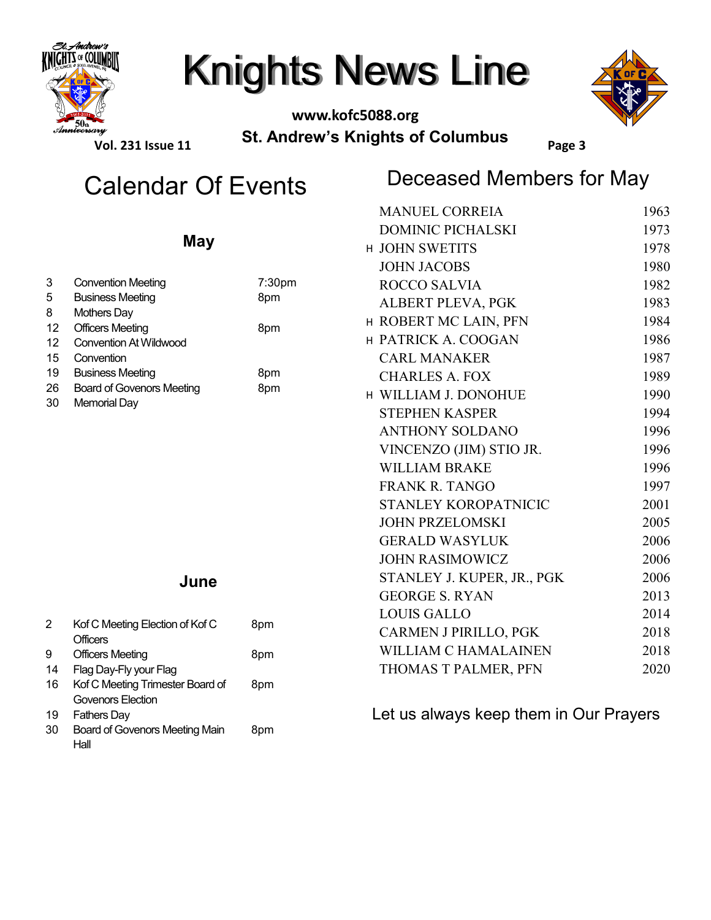# Knights News Line

**www.kofc5088.org**

**St. Andrew's Knights of Columbus**

**Vol. 231 Issue 11**

## Calendar Of Events

### May

| | | |
|---|---|---|
| 3 | Convention Meeting | 7:30pm |
| 5 | Business Meeting | 8pm |
| 8 | Mothers Day | |
| 12 | Officers Meeting | 8pm |
| 12 | Convention At Wildwood | |
| 15 | Convention | |
| 19 | Business Meeting | 8pm |
| 26 | Board of Govenors Meeting | 8pm |
| 30 | Memorial Day | |

### June

| | | |
|---|---|---|
| 2 | Kof C Meeting Election of Kof C Officers | 8pm |
| 9 | Officers Meeting | 8pm |
| 14 | Flag Day-Fly your Flag | |
| 16 | Kof C Meeting Trimester Board of Govenors Election | 8pm |
| 19 | Fathers Day | |
| 30 | Board of Govenors Meeting Main Hall | 8pm |

## Deceased Members for May

| | | |
|---|---|---|
| | MANUEL CORREIA | 1963 |
| | DOMINIC PICHALSKI | 1973 |
| H | JOHN SWETITS | 1978 |
| | JOHN JACOBS | 1980 |
| | ROCCO SALVIA | 1982 |
| | ALBERT PLEVA, PGK | 1983 |
| H | ROBERT MC LAIN, PFN | 1984 |
| H | PATRICK A. COOGAN | 1986 |
| | CARL MANAKER | 1987 |
| | CHARLES A. FOX | 1989 |
| H | WILLIAM J. DONOHUE | 1990 |
| | STEPHEN KASPER | 1994 |
| | ANTHONY SOLDANO | 1996 |
| | VINCENZO (JIM) STIO JR. | 1996 |
| | WILLIAM BRAKE | 1996 |
| | FRANK R. TANGO | 1997 |
| | STANLEY KOROPATNICIC | 2001 |
| | JOHN PRZELOMSKI | 2005 |
| | GERALD WASYLUK | 2006 |
| | JOHN RASIMOWICZ | 2006 |
| | STANLEY J. KUPER, JR., PGK | 2006 |
| | GEORGE S. RYAN | 2013 |
| | LOUIS GALLO | 2014 |
| | CARMEN J PIRILLO, PGK | 2018 |
| | WILLIAM C HAMALAINEN | 2018 |
| | THOMAS T PALMER, PFN | 2020 |

Let us always keep them in Our Prayers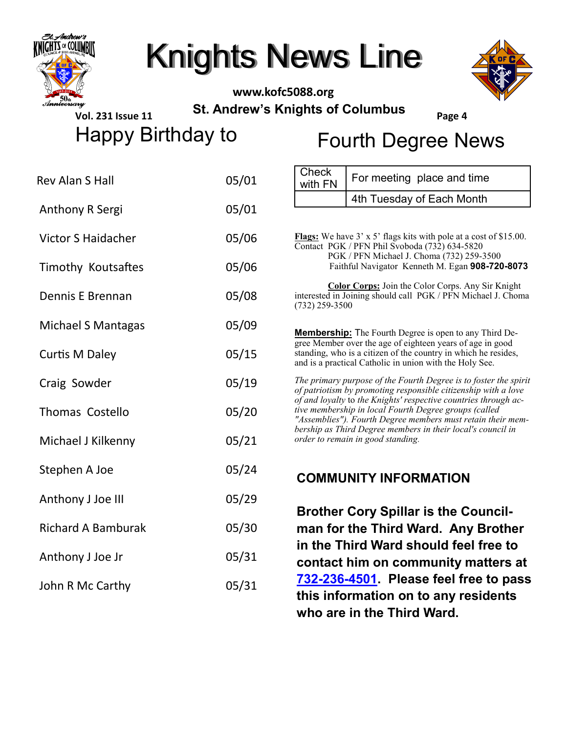# Happy Birthday to

| | |
|---|---|
| Rev Alan S Hall | 05/01 |
| Anthony R Sergi | 05/01 |
| Victor S Haidacher | 05/06 |
| Timothy Koutsaftes | 05/06 |
| Dennis E Brennan | 05/08 |
| Michael S Mantagas | 05/09 |
| Curtis M Daley | 05/15 |
| Craig Sowder | 05/19 |
| Thomas Costello | 05/20 |
| Michael J Kilkenny | 05/21 |
| Stephen A Joe | 05/24 |
| Anthony J Joe III | 05/29 |
| Richard A Bamburak | 05/30 |
| Anthony J Joe Jr | 05/31 |
| John R Mc Carthy | 05/31 |

# Fourth Degree News

| Check with FN | For meeting place and time |
|---|---|
| | 4th Tuesday of Each Month |

**Flags:** We have 3' x 5' flags kits with pole at a cost of $15.00. Contact PGK / PFN Phil Svoboda (732) 634-5820
PGK / PFN Michael J. Choma (732) 259-3500
Faithful Navigator Kenneth M. Egan **908-720-8073**

**Color Corps:** Join the Color Corps. Any Sir Knight interested in Joining should call PGK / PFN Michael J. Choma (732) 259-3500

**Membership:** The Fourth Degree is open to any Third Degree Member over the age of eighteen years of age in good standing, who is a citizen of the country in which he resides, and is a practical Catholic in union with the Holy See.

*The primary purpose of the Fourth Degree is to foster the spirit of patriotism by promoting responsible citizenship with a love of and loyalty to the Knights' respective countries through active membership in local Fourth Degree groups (called "Assemblies"). Fourth Degree members must retain their membership as Third Degree members in their local's council in order to remain in good standing.*

## COMMUNITY INFORMATION

**Brother Cory Spillar is the Councilman for the Third Ward. Any Brother in the Third Ward should feel free to contact him on community matters at 732-236-4501. Please feel free to pass this information on to any residents who are in the Third Ward.**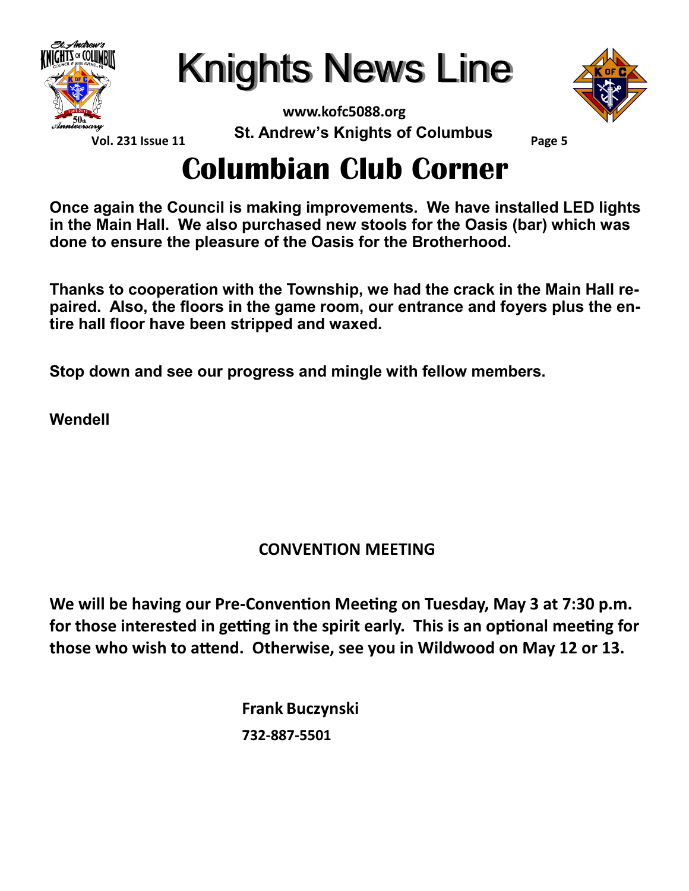# Columbian Club Corner

**Once again the Council is making improvements. We have installed LED lights in the Main Hall. We also purchased new stools for the Oasis (bar) which was done to ensure the pleasure of the Oasis for the Brotherhood.**

**Thanks to cooperation with the Township, we had the crack in the Main Hall repaired. Also, the floors in the game room, our entrance and foyers plus the entire hall floor have been stripped and waxed.**

**Stop down and see our progress and mingle with fellow members.**

**Wendell**

## CONVENTION MEETING

**We will be having our Pre-Convention Meeting on Tuesday, May 3 at 7:30 p.m. for those interested in getting in the spirit early. This is an optional meeting for those who wish to attend. Otherwise, see you in Wildwood on May 12 or 13.**

**Frank Buczynski**

**732-887-5501**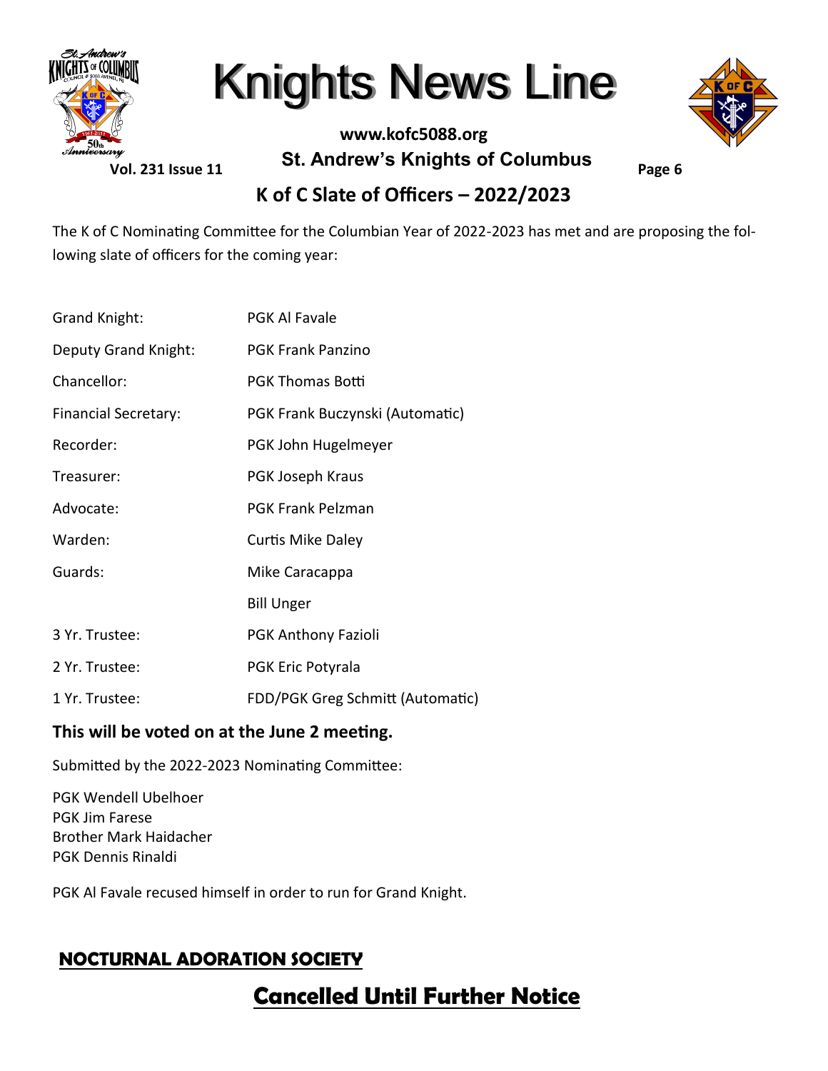## K of C Slate of Officers – 2022/2023

The K of C Nominating Committee for the Columbian Year of 2022-2023 has met and are proposing the following slate of officers for the coming year:

| | |
|---|---|
| Grand Knight: | PGK Al Favale |
| Deputy Grand Knight: | PGK Frank Panzino |
| Chancellor: | PGK Thomas Botti |
| Financial Secretary: | PGK Frank Buczynski (Automatic) |
| Recorder: | PGK John Hugelmeyer |
| Treasurer: | PGK Joseph Kraus |
| Advocate: | PGK Frank Pelzman |
| Warden: | Curtis Mike Daley |
| Guards: | Mike Caracappa |
| | Bill Unger |
| 3 Yr. Trustee: | PGK Anthony Fazioli |
| 2 Yr. Trustee: | PGK Eric Potyrala |
| 1 Yr. Trustee: | FDD/PGK Greg Schmitt (Automatic) |

**This will be voted on at the June 2 meeting.**

Submitted by the 2022-2023 Nominating Committee:

PGK Wendell Ubelhoer  
PGK Jim Farese  
Brother Mark Haidacher  
PGK Dennis Rinaldi

PGK Al Favale recused himself in order to run for Grand Knight.

## NOCTURNAL ADORATION SOCIETY

## Cancelled Until Further Notice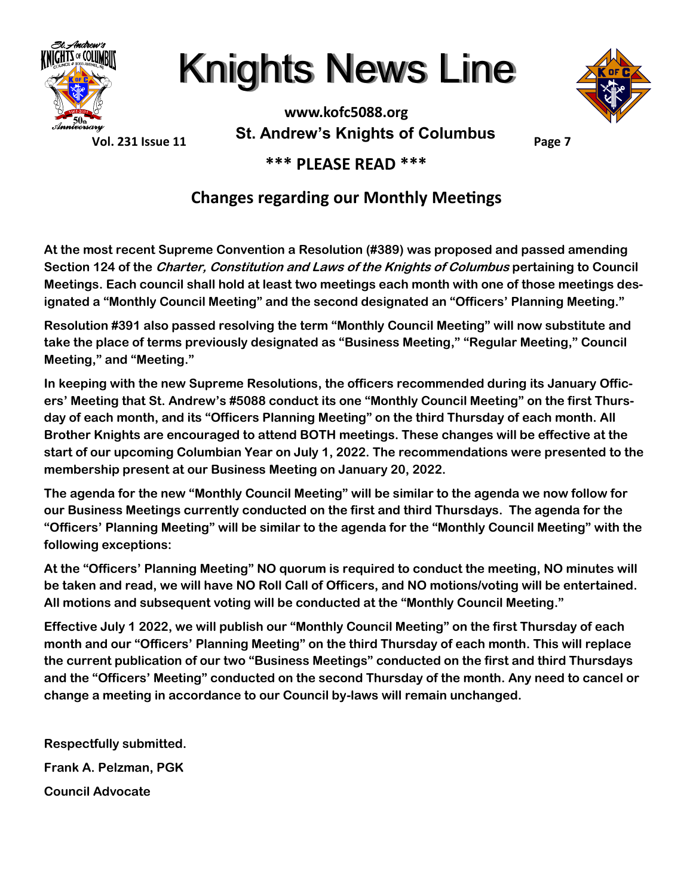## \*\*\* PLEASE READ \*\*\*

## Changes regarding our Monthly Meetings

**At the most recent Supreme Convention a Resolution (#389) was proposed and passed amending Section 124 of the *Charter, Constitution and Laws of the Knights of Columbus* pertaining to Council Meetings. Each council shall hold at least two meetings each month with one of those meetings designated a "Monthly Council Meeting" and the second designated an "Officers' Planning Meeting."**

**Resolution #391 also passed resolving the term "Monthly Council Meeting" will now substitute and take the place of terms previously designated as "Business Meeting," "Regular Meeting," Council Meeting," and "Meeting."**

**In keeping with the new Supreme Resolutions, the officers recommended during its January Officers' Meeting that St. Andrew's #5088 conduct its one "Monthly Council Meeting" on the first Thursday of each month, and its "Officers Planning Meeting" on the third Thursday of each month. All Brother Knights are encouraged to attend BOTH meetings. These changes will be effective at the start of our upcoming Columbian Year on July 1, 2022. The recommendations were presented to the membership present at our Business Meeting on January 20, 2022.**

**The agenda for the new "Monthly Council Meeting" will be similar to the agenda we now follow for our Business Meetings currently conducted on the first and third Thursdays. The agenda for the "Officers' Planning Meeting" will be similar to the agenda for the "Monthly Council Meeting" with the following exceptions:**

**At the "Officers' Planning Meeting" NO quorum is required to conduct the meeting, NO minutes will be taken and read, we will have NO Roll Call of Officers, and NO motions/voting will be entertained. All motions and subsequent voting will be conducted at the "Monthly Council Meeting."**

**Effective July 1 2022, we will publish our "Monthly Council Meeting" on the first Thursday of each month and our "Officers' Planning Meeting" on the third Thursday of each month. This will replace the current publication of our two "Business Meetings" conducted on the first and third Thursdays and the "Officers' Meeting" conducted on the second Thursday of the month. Any need to cancel or change a meeting in accordance to our Council by-laws will remain unchanged.**

**Respectfully submitted.**

**Frank A. Pelzman, PGK**

**Council Advocate**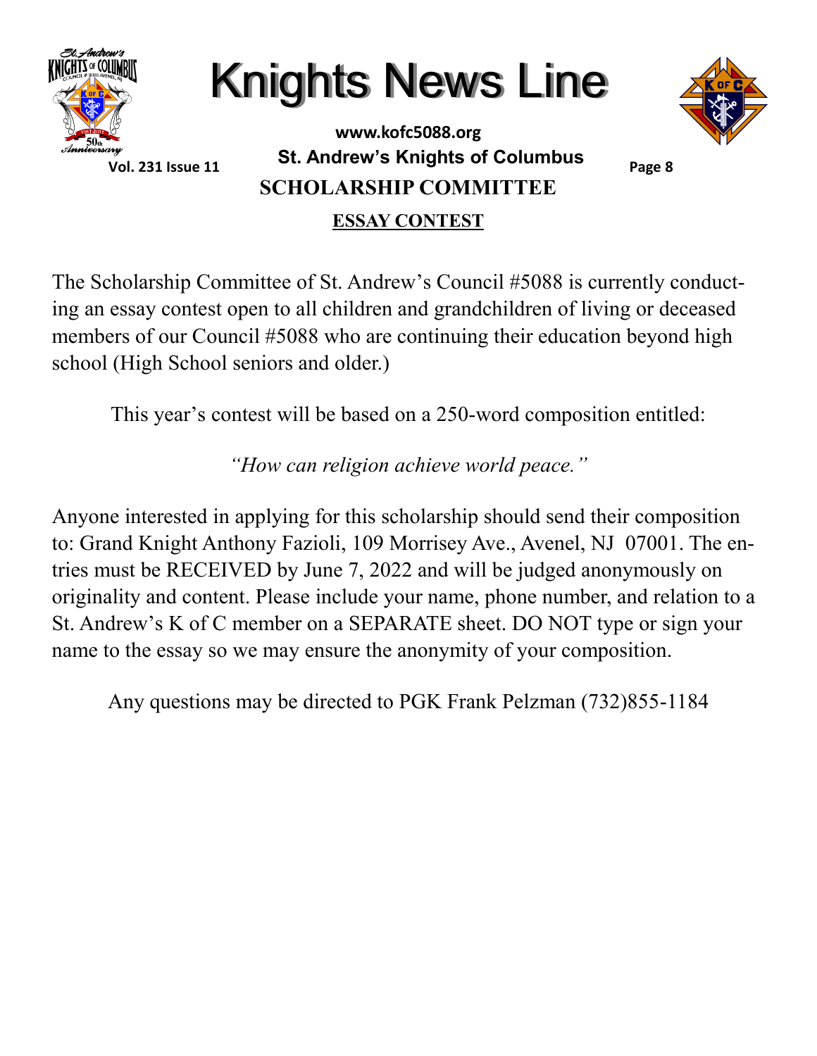# SCHOLARSHIP COMMITTEE

## ESSAY CONTEST

The Scholarship Committee of St. Andrew's Council #5088 is currently conducting an essay contest open to all children and grandchildren of living or deceased members of our Council #5088 who are continuing their education beyond high school (High School seniors and older.)

This year's contest will be based on a 250-word composition entitled:

*"How can religion achieve world peace."*

Anyone interested in applying for this scholarship should send their composition to: Grand Knight Anthony Fazioli, 109 Morrisey Ave., Avenel, NJ 07001. The entries must be RECEIVED by June 7, 2022 and will be judged anonymously on originality and content. Please include your name, phone number, and relation to a St. Andrew's K of C member on a SEPARATE sheet. DO NOT type or sign your name to the essay so we may ensure the anonymity of your composition.

Any questions may be directed to PGK Frank Pelzman (732)855-1184